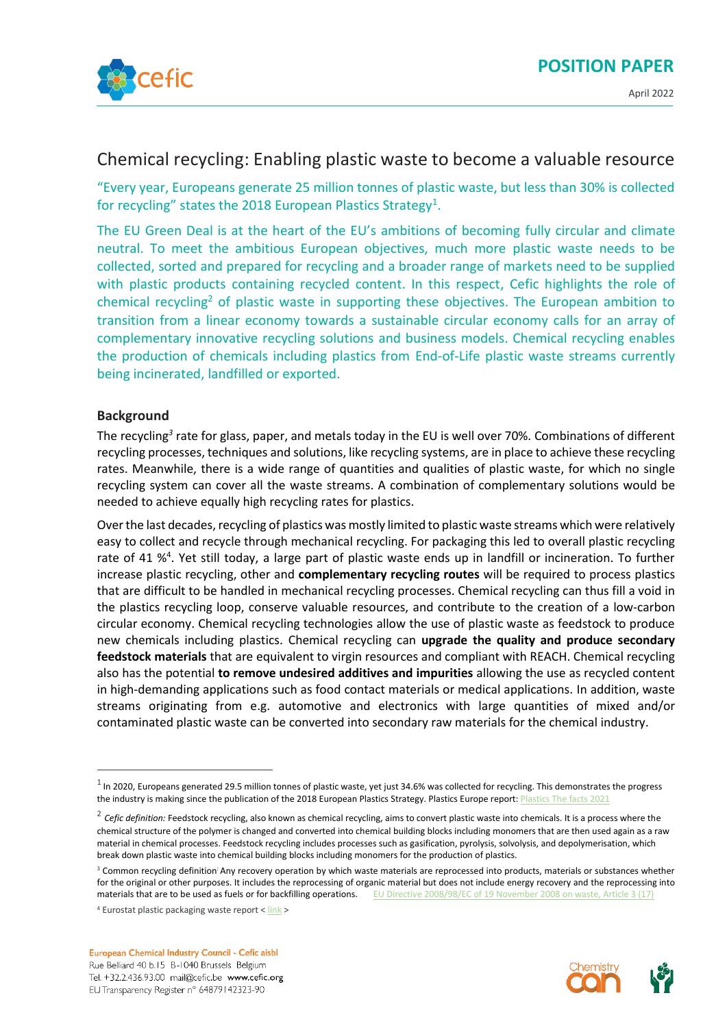POSITION PAPER

April 2022

# Chemical recycling: Enabling plastic waste to become a valuable resource

"Every year, Europeans generate 25 million tonnes of plastic waste, but less than 30% is collected for recycling" states the 2018 European Plastics Strategy[1].

The EU Green Deal is at the heart of the EU's ambitions of becoming fully circular and climate neutral. To meet the ambitious European objectives, much more plastic waste needs to be collected, sorted and prepared for recycling and a broader range of markets need to be supplied with plastic products containing recycled content. In this respect, Cefic highlights the role of chemical recycling[2] of plastic waste in supporting these objectives. The European ambition to transition from a linear economy towards a sustainable circular economy calls for an array of complementary innovative recycling solutions and business models. Chemical recycling enables the production of chemicals including plastics from End-of-Life plastic waste streams currently being incinerated, landfilled or exported.

## Background

The recycling[3] rate for glass, paper, and metals today in the EU is well over 70%. Combinations of different recycling processes, techniques and solutions, like recycling systems, are in place to achieve these recycling rates. Meanwhile, there is a wide range of quantities and qualities of plastic waste, for which no single recycling system can cover all the waste streams. A combination of complementary solutions would be needed to achieve equally high recycling rates for plastics.

Over the last decades, recycling of plastics was mostly limited to plastic waste streams which were relatively easy to collect and recycle through mechanical recycling. For packaging this led to overall plastic recycling rate of 41 %[4]. Yet still today, a large part of plastic waste ends up in landfill or incineration. To further increase plastic recycling, other and **complementary recycling routes** will be required to process plastics that are difficult to be handled in mechanical recycling processes. Chemical recycling can thus fill a void in the plastics recycling loop, conserve valuable resources, and contribute to the creation of a low-carbon circular economy. Chemical recycling technologies allow the use of plastic waste as feedstock to produce new chemicals including plastics. Chemical recycling can **upgrade the quality and produce secondary feedstock materials** that are equivalent to virgin resources and compliant with REACH. Chemical recycling also has the potential **to remove undesired additives and impurities** allowing the use as recycled content in high-demanding applications such as food contact materials or medical applications. In addition, waste streams originating from e.g. automotive and electronics with large quantities of mixed and/or contaminated plastic waste can be converted into secondary raw materials for the chemical industry.

---

[1] In 2020, Europeans generated 29.5 million tonnes of plastic waste, yet just 34.6% was collected for recycling. This demonstrates the progress the industry is making since the publication of the 2018 European Plastics Strategy. Plastics Europe report: Plastics The facts 2021

[2] *Cefic definition:* Feedstock recycling, also known as chemical recycling, aims to convert plastic waste into chemicals. It is a process where the chemical structure of the polymer is changed and converted into chemical building blocks including monomers that are then used again as a raw material in chemical processes. Feedstock recycling includes processes such as gasification, pyrolysis, solvolysis, and depolymerisation, which break down plastic waste into chemical building blocks including monomers for the production of plastics.

[3] Common recycling definition: Any recovery operation by which waste materials are reprocessed into products, materials or substances whether for the original or other purposes. It includes the reprocessing of organic material but does not include energy recovery and the reprocessing into materials that are to be used as fuels or for backfilling operations. EU Directive 2008/98/EC of 19 November 2008 on waste, Article 3 (17)

[4] Eurostat plastic packaging waste report < link >

European Chemical Industry Council - Cefic aisbl
Rue Belliard 40 b.15 B-1040 Brussels Belgium
Tel. +32.2.436.93.00 mail@cefic.be www.cefic.org
EU Transparency Register n° 64879142323-90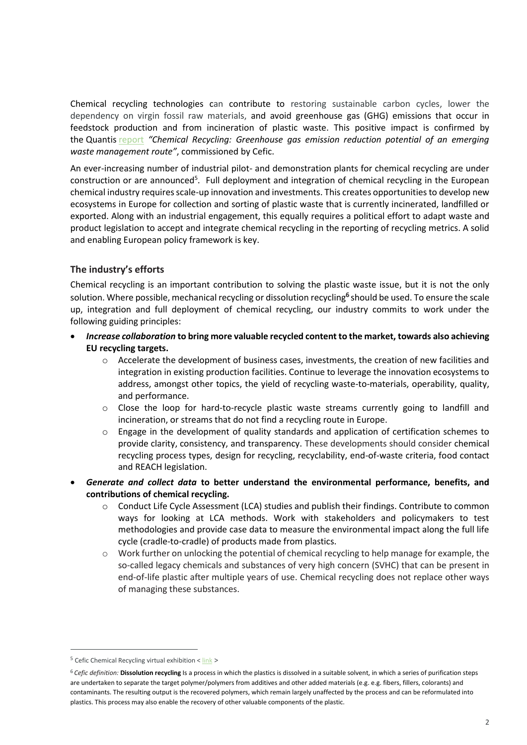Chemical recycling technologies can contribute to restoring sustainable carbon cycles, lower the dependency on virgin fossil raw materials, and avoid greenhouse gas (GHG) emissions that occur in feedstock production and from incineration of plastic waste. This positive impact is confirmed by the Quantis report *"Chemical Recycling: Greenhouse gas emission reduction potential of an emerging waste management route"*, commissioned by Cefic.

An ever-increasing number of industrial pilot- and demonstration plants for chemical recycling are under construction or are announced[5]. Full deployment and integration of chemical recycling in the European chemical industry requires scale-up innovation and investments. This creates opportunities to develop new ecosystems in Europe for collection and sorting of plastic waste that is currently incinerated, landfilled or exported. Along with an industrial engagement, this equally requires a political effort to adapt waste and product legislation to accept and integrate chemical recycling in the reporting of recycling metrics. A solid and enabling European policy framework is key.

## The industry's efforts

Chemical recycling is an important contribution to solving the plastic waste issue, but it is not the only solution. Where possible, mechanical recycling or dissolution recycling[6] should be used. To ensure the scale up, integration and full deployment of chemical recycling, our industry commits to work under the following guiding principles:

- ***Increase collaboration* to bring more valuable recycled content to the market, towards also achieving EU recycling targets.**
  - Accelerate the development of business cases, investments, the creation of new facilities and integration in existing production facilities. Continue to leverage the innovation ecosystems to address, amongst other topics, the yield of recycling waste-to-materials, operability, quality, and performance.
  - Close the loop for hard-to-recycle plastic waste streams currently going to landfill and incineration, or streams that do not find a recycling route in Europe.
  - Engage in the development of quality standards and application of certification schemes to provide clarity, consistency, and transparency. These developments should consider chemical recycling process types, design for recycling, recyclability, end-of-waste criteria, food contact and REACH legislation.
- ***Generate and collect data* to better understand the environmental performance, benefits, and contributions of chemical recycling.**
  - Conduct Life Cycle Assessment (LCA) studies and publish their findings. Contribute to common ways for looking at LCA methods. Work with stakeholders and policymakers to test methodologies and provide case data to measure the environmental impact along the full life cycle (cradle-to-cradle) of products made from plastics.
  - Work further on unlocking the potential of chemical recycling to help manage for example, the so-called legacy chemicals and substances of very high concern (SVHC) that can be present in end-of-life plastic after multiple years of use. Chemical recycling does not replace other ways of managing these substances.

---

[5] Cefic Chemical Recycling virtual exhibition < link >

[6] *Cefic definition:* **Dissolution recycling** Is a process in which the plastics is dissolved in a suitable solvent, in which a series of purification steps are undertaken to separate the target polymer/polymers from additives and other added materials (e.g. e.g. fibers, fillers, colorants) and contaminants. The resulting output is the recovered polymers, which remain largely unaffected by the process and can be reformulated into plastics. This process may also enable the recovery of other valuable components of the plastic.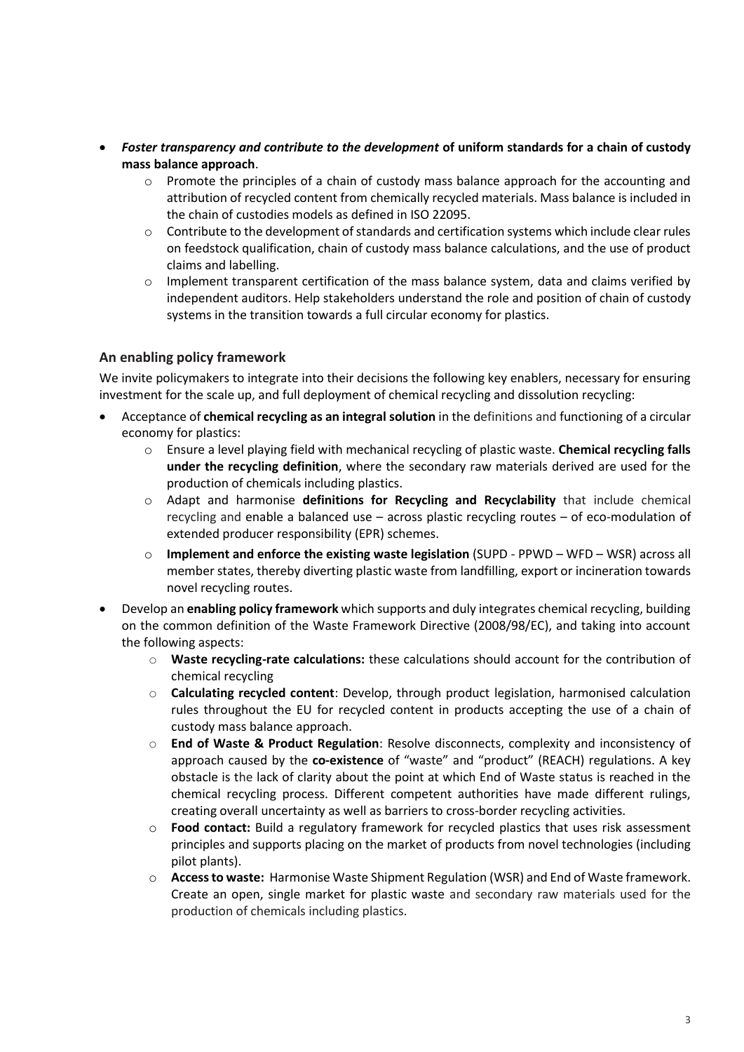- ***Foster transparency and contribute to the development* of uniform standards for a chain of custody mass balance approach**.
    - Promote the principles of a chain of custody mass balance approach for the accounting and attribution of recycled content from chemically recycled materials. Mass balance is included in the chain of custodies models as defined in ISO 22095.
    - Contribute to the development of standards and certification systems which include clear rules on feedstock qualification, chain of custody mass balance calculations, and the use of product claims and labelling.
    - Implement transparent certification of the mass balance system, data and claims verified by independent auditors. Help stakeholders understand the role and position of chain of custody systems in the transition towards a full circular economy for plastics.

### An enabling policy framework

We invite policymakers to integrate into their decisions the following key enablers, necessary for ensuring investment for the scale up, and full deployment of chemical recycling and dissolution recycling:

- Acceptance of **chemical recycling as an integral solution** in the definitions and functioning of a circular economy for plastics:
    - Ensure a level playing field with mechanical recycling of plastic waste. **Chemical recycling falls under the recycling definition**, where the secondary raw materials derived are used for the production of chemicals including plastics.
    - Adapt and harmonise **definitions for Recycling and Recyclability** that include chemical recycling and enable a balanced use – across plastic recycling routes – of eco-modulation of extended producer responsibility (EPR) schemes.
    - **Implement and enforce the existing waste legislation** (SUPD - PPWD – WFD – WSR) across all member states, thereby diverting plastic waste from landfilling, export or incineration towards novel recycling routes.
- Develop an **enabling policy framework** which supports and duly integrates chemical recycling, building on the common definition of the Waste Framework Directive (2008/98/EC), and taking into account the following aspects:
    - **Waste recycling-rate calculations:** these calculations should account for the contribution of chemical recycling
    - **Calculating recycled content**: Develop, through product legislation, harmonised calculation rules throughout the EU for recycled content in products accepting the use of a chain of custody mass balance approach.
    - **End of Waste & Product Regulation**: Resolve disconnects, complexity and inconsistency of approach caused by the **co-existence** of "waste" and "product" (REACH) regulations. A key obstacle is the lack of clarity about the point at which End of Waste status is reached in the chemical recycling process. Different competent authorities have made different rulings, creating overall uncertainty as well as barriers to cross-border recycling activities.
    - **Food contact:** Build a regulatory framework for recycled plastics that uses risk assessment principles and supports placing on the market of products from novel technologies (including pilot plants).
    - **Access to waste:** Harmonise Waste Shipment Regulation (WSR) and End of Waste framework. Create an open, single market for plastic waste and secondary raw materials used for the production of chemicals including plastics.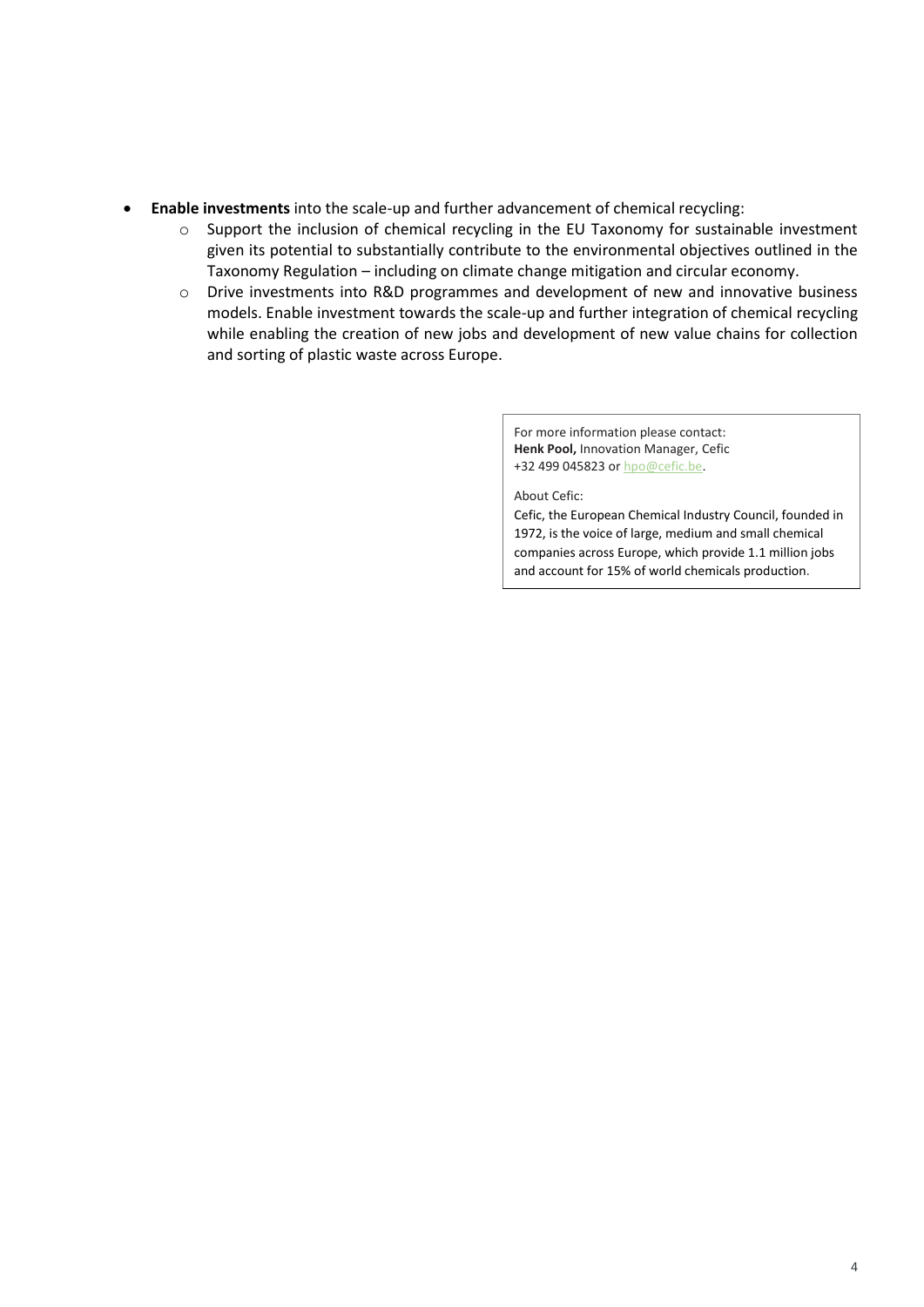- **Enable investments** into the scale-up and further advancement of chemical recycling:
  - Support the inclusion of chemical recycling in the EU Taxonomy for sustainable investment given its potential to substantially contribute to the environmental objectives outlined in the Taxonomy Regulation – including on climate change mitigation and circular economy.
  - Drive investments into R&D programmes and development of new and innovative business models. Enable investment towards the scale-up and further integration of chemical recycling while enabling the creation of new jobs and development of new value chains for collection and sorting of plastic waste across Europe.

For more information please contact:
**Henk Pool,** Innovation Manager, Cefic
+32 499 045823 or hpo@cefic.be.

About Cefic:
Cefic, the European Chemical Industry Council, founded in 1972, is the voice of large, medium and small chemical companies across Europe, which provide 1.1 million jobs and account for 15% of world chemicals production.